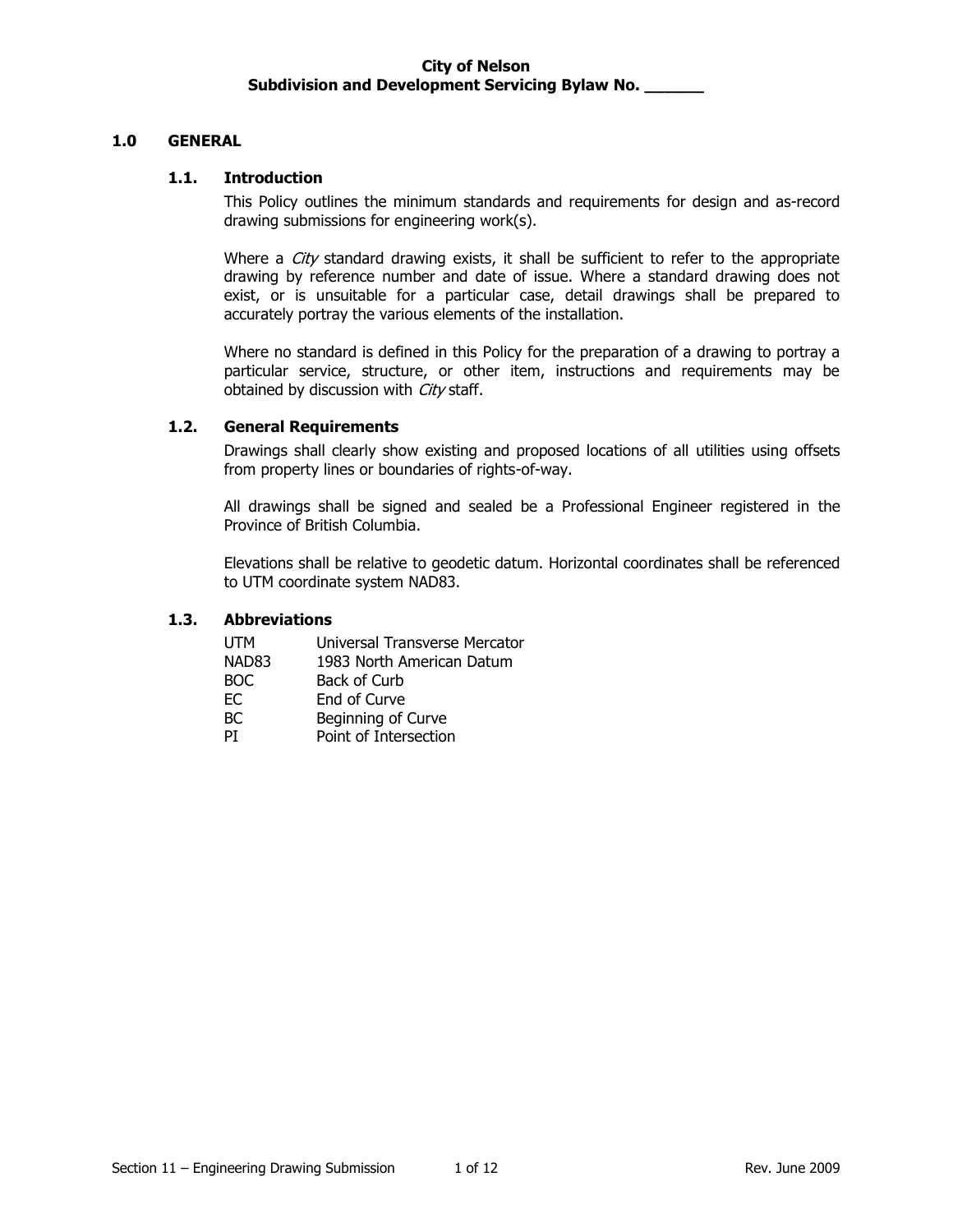# 1.0 GENERAL

## 1.1. Introduction

This Policy outlines the minimum standards and requirements for design and as-record drawing submissions for engineering work(s).

Where a *City* standard drawing exists, it shall be sufficient to refer to the appropriate drawing by reference number and date of issue. Where a standard drawing does not exist, or is unsuitable for a particular case, detail drawings shall be prepared to accurately portray the various elements of the installation.

Where no standard is defined in this Policy for the preparation of a drawing to portray a particular service, structure, or other item, instructions and requirements may be obtained by discussion with *City* staff.

## 1.2. General Requirements

Drawings shall clearly show existing and proposed locations of all utilities using offsets from property lines or boundaries of rights-of-way.

All drawings shall be signed and sealed be a Professional Engineer registered in the Province of British Columbia.

Elevations shall be relative to geodetic datum. Horizontal coordinates shall be referenced to UTM coordinate system NAD83.

## 1.3. Abbreviations

| | |
|---|---|
| UTM | Universal Transverse Mercator |
| NAD83 | 1983 North American Datum |
| BOC | Back of Curb |
| EC | End of Curve |
| BC | Beginning of Curve |
| PI | Point of Intersection |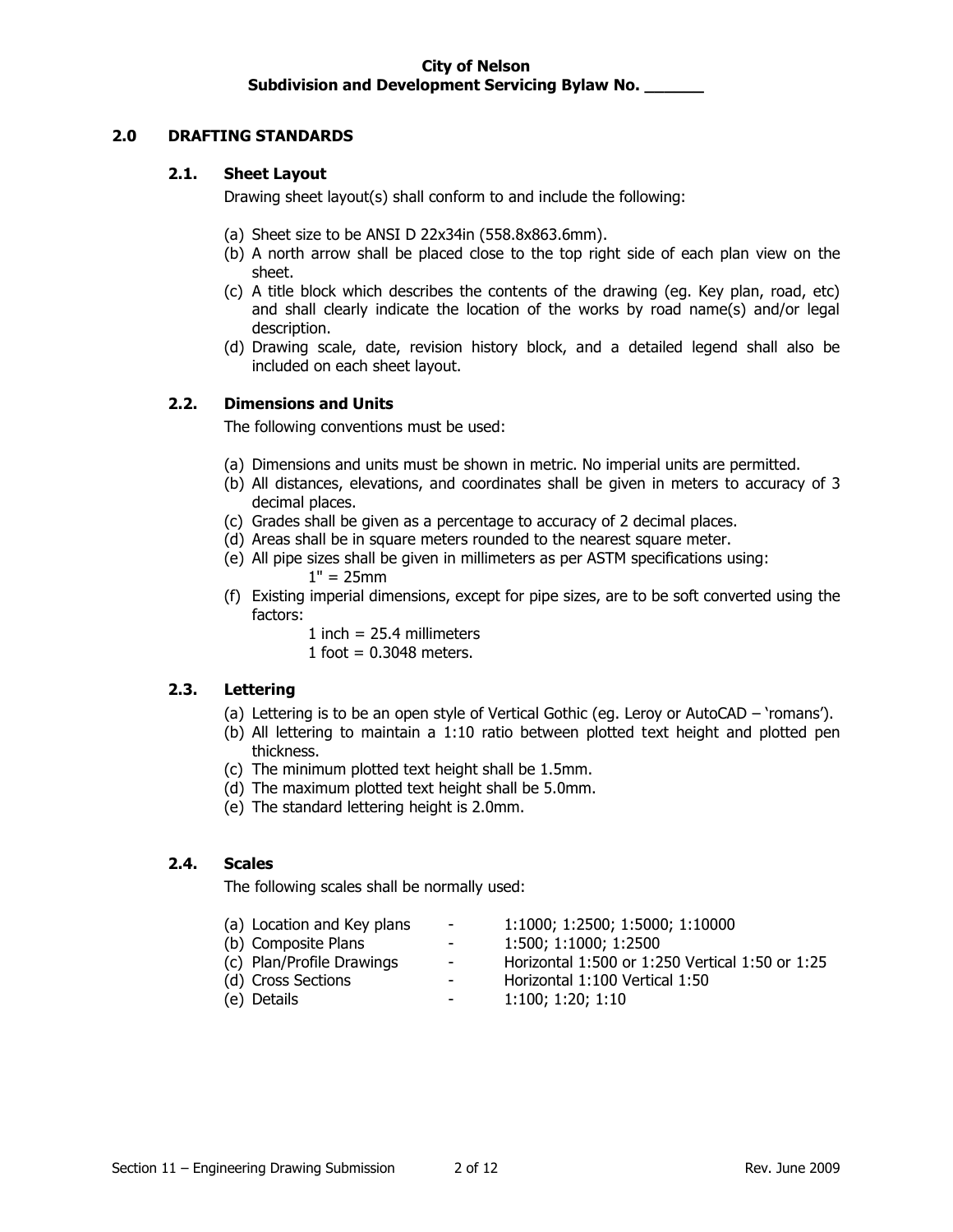## 2.0 DRAFTING STANDARDS

### 2.1. Sheet Layout

Drawing sheet layout(s) shall conform to and include the following:

(a) Sheet size to be ANSI D 22x34in (558.8x863.6mm).
(b) A north arrow shall be placed close to the top right side of each plan view on the sheet.
(c) A title block which describes the contents of the drawing (eg. Key plan, road, etc) and shall clearly indicate the location of the works by road name(s) and/or legal description.
(d) Drawing scale, date, revision history block, and a detailed legend shall also be included on each sheet layout.

### 2.2. Dimensions and Units

The following conventions must be used:

(a) Dimensions and units must be shown in metric. No imperial units are permitted.
(b) All distances, elevations, and coordinates shall be given in meters to accuracy of 3 decimal places.
(c) Grades shall be given as a percentage to accuracy of 2 decimal places.
(d) Areas shall be in square meters rounded to the nearest square meter.
(e) All pipe sizes shall be given in millimeters as per ASTM specifications using:
    1" = 25mm
(f) Existing imperial dimensions, except for pipe sizes, are to be soft converted using the factors:
    1 inch = 25.4 millimeters
    1 foot = 0.3048 meters.

### 2.3. Lettering

(a) Lettering is to be an open style of Vertical Gothic (eg. Leroy or AutoCAD – 'romans').
(b) All lettering to maintain a 1:10 ratio between plotted text height and plotted pen thickness.
(c) The minimum plotted text height shall be 1.5mm.
(d) The maximum plotted text height shall be 5.0mm.
(e) The standard lettering height is 2.0mm.

### 2.4. Scales

The following scales shall be normally used:

| | | |
|---|---|---|
| (a) Location and Key plans | - | 1:1000; 1:2500; 1:5000; 1:10000 |
| (b) Composite Plans | - | 1:500; 1:1000; 1:2500 |
| (c) Plan/Profile Drawings | - | Horizontal 1:500 or 1:250 Vertical 1:50 or 1:25 |
| (d) Cross Sections | - | Horizontal 1:100 Vertical 1:50 |
| (e) Details | - | 1:100; 1:20; 1:10 |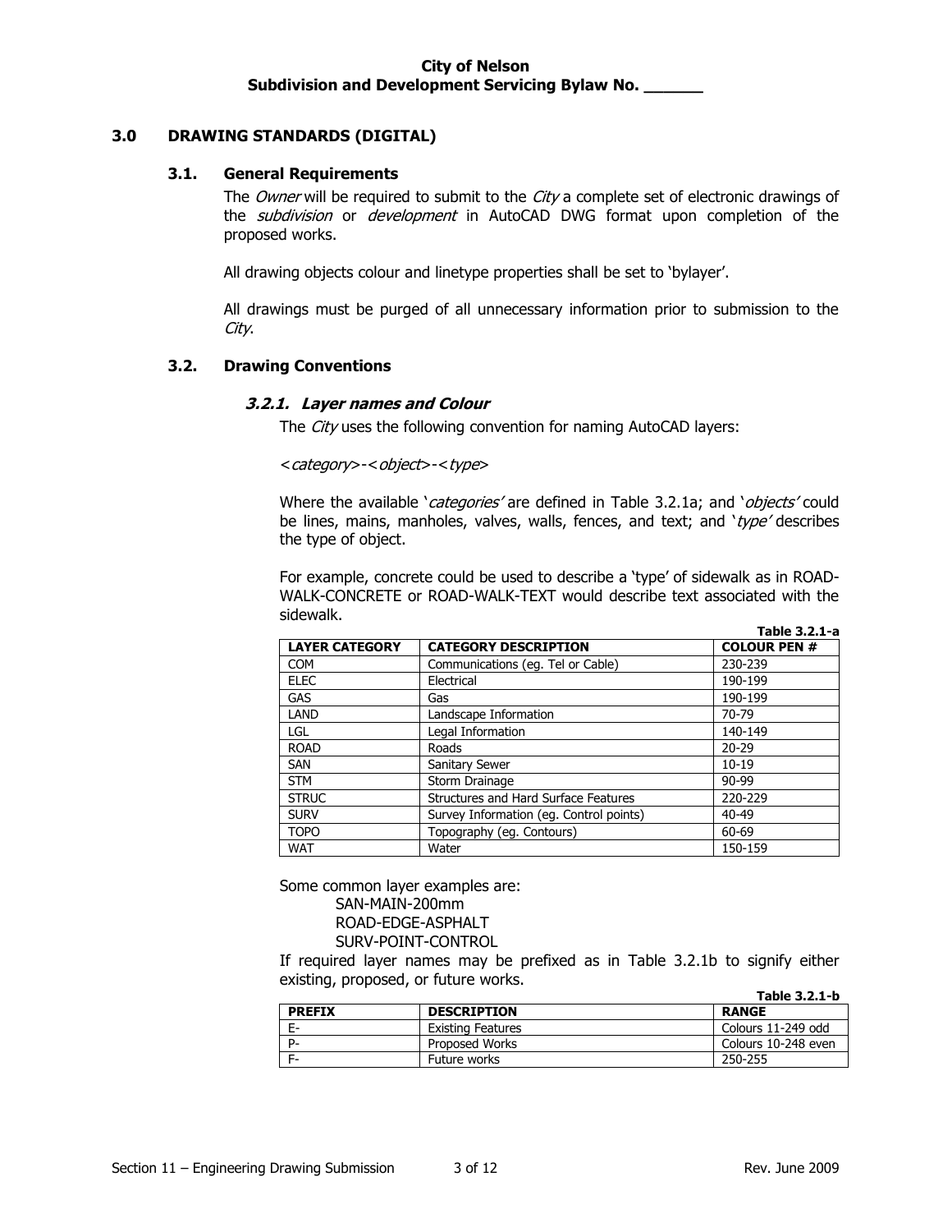## 3.0 DRAWING STANDARDS (DIGITAL)

### 3.1. General Requirements

The *Owner* will be required to submit to the *City* a complete set of electronic drawings of the *subdivision* or *development* in AutoCAD DWG format upon completion of the proposed works.

All drawing objects colour and linetype properties shall be set to 'bylayer'.

All drawings must be purged of all unnecessary information prior to submission to the *City*.

### 3.2. Drawing Conventions

#### *3.2.1. Layer names and Colour*

The *City* uses the following convention for naming AutoCAD layers:

*<category>-<object>-<type>*

Where the available '*categories'* are defined in Table 3.2.1a; and '*objects'* could be lines, mains, manholes, valves, walls, fences, and text; and '*type'* describes the type of object.

For example, concrete could be used to describe a 'type' of sidewalk as in ROAD-WALK-CONCRETE or ROAD-WALK-TEXT would describe text associated with the sidewalk.

**Table 3.2.1-a**

| LAYER CATEGORY | CATEGORY DESCRIPTION | COLOUR PEN # |
|---|---|---|
| COM | Communications (eg. Tel or Cable) | 230-239 |
| ELEC | Electrical | 190-199 |
| GAS | Gas | 190-199 |
| LAND | Landscape Information | 70-79 |
| LGL | Legal Information | 140-149 |
| ROAD | Roads | 20-29 |
| SAN | Sanitary Sewer | 10-19 |
| STM | Storm Drainage | 90-99 |
| STRUC | Structures and Hard Surface Features | 220-229 |
| SURV | Survey Information (eg. Control points) | 40-49 |
| TOPO | Topography (eg. Contours) | 60-69 |
| WAT | Water | 150-159 |

Some common layer examples are:

SAN-MAIN-200mm
ROAD-EDGE-ASPHALT
SURV-POINT-CONTROL

If required layer names may be prefixed as in Table 3.2.1b to signify either existing, proposed, or future works.

**Table 3.2.1-b**

| PREFIX | DESCRIPTION | RANGE |
|---|---|---|
| E- | Existing Features | Colours 11-249 odd |
| P- | Proposed Works | Colours 10-248 even |
| F- | Future works | 250-255 |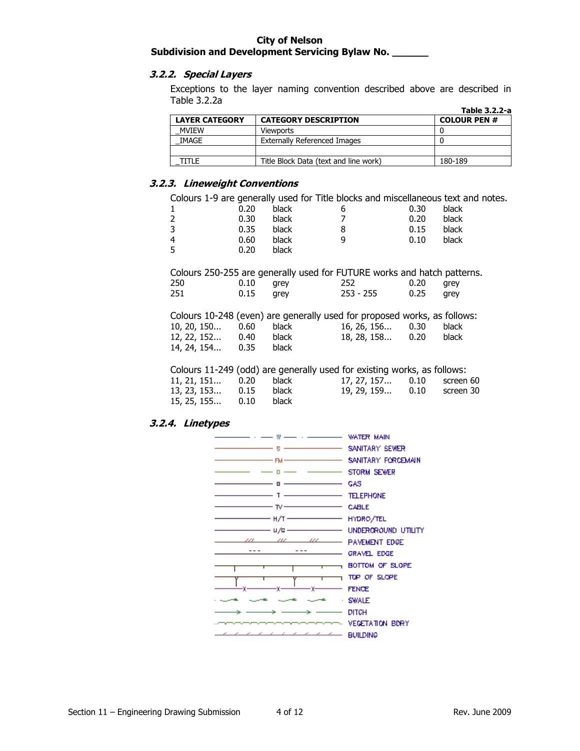### 3.2.2. Special Layers

Exceptions to the layer naming convention described above are described in Table 3.2.2a

**Table 3.2.2-a**

| LAYER CATEGORY | CATEGORY DESCRIPTION | COLOUR PEN # |
|---|---|---|
| _MVIEW | Viewports | 0 |
| _IMAGE | Externally Referenced Images | 0 |
| | | |
| _TITLE | Title Block Data (text and line work) | 180-189 |

### 3.2.3. Lineweight Conventions

Colours 1-9 are generally used for Title blocks and miscellaneous text and notes.

| | | | | | |
|---|---|---|---|---|---|
| 1 | 0.20 | black | 6 | 0.30 | black |
| 2 | 0.30 | black | 7 | 0.20 | black |
| 3 | 0.35 | black | 8 | 0.15 | black |
| 4 | 0.60 | black | 9 | 0.10 | black |
| 5 | 0.20 | black | | | |

Colours 250-255 are generally used for FUTURE works and hatch patterns.

| | | | | | |
|---|---|---|---|---|---|
| 250 | 0.10 | grey | 252 | 0.20 | grey |
| 251 | 0.15 | grey | 253 - 255 | 0.25 | grey |

Colours 10-248 (even) are generally used for proposed works, as follows:

| | | | | | |
|---|---|---|---|---|---|
| 10, 20, 150... | 0.60 | black | 16, 26, 156... | 0.30 | black |
| 12, 22, 152... | 0.40 | black | 18, 28, 158... | 0.20 | black |
| 14, 24, 154... | 0.35 | black | | | |

Colours 11-249 (odd) are generally used for existing works, as follows:

| | | | | | |
|---|---|---|---|---|---|
| 11, 21, 151... | 0.20 | black | 17, 27, 157... | 0.10 | screen 60 |
| 13, 23, 153... | 0.15 | black | 19, 29, 159... | 0.10 | screen 30 |
| 15, 25, 155... | 0.10 | black | | | |

### 3.2.4. Linetypes

| Linetype symbol | Description |
|---|---|
| W | WATER MAIN |
| S | SANITARY SEWER |
| FM | SANITARY FORCEMAIN |
| D | STORM SEWER |
| G | GAS |
| T | TELEPHONE |
| TV | CABLE |
| H/T | HYDRO/TEL |
| U/G | UNDERGROUND UTILITY |
| /// | PAVEMENT EDGE |
| --- | GRAVEL EDGE |
| | BOTTOM OF SLOPE |
| | TOP OF SLOPE |
| X | FENCE |
| | SWALE |
| | DITCH |
| | VEGETATION BDRY |
| | BUILDING |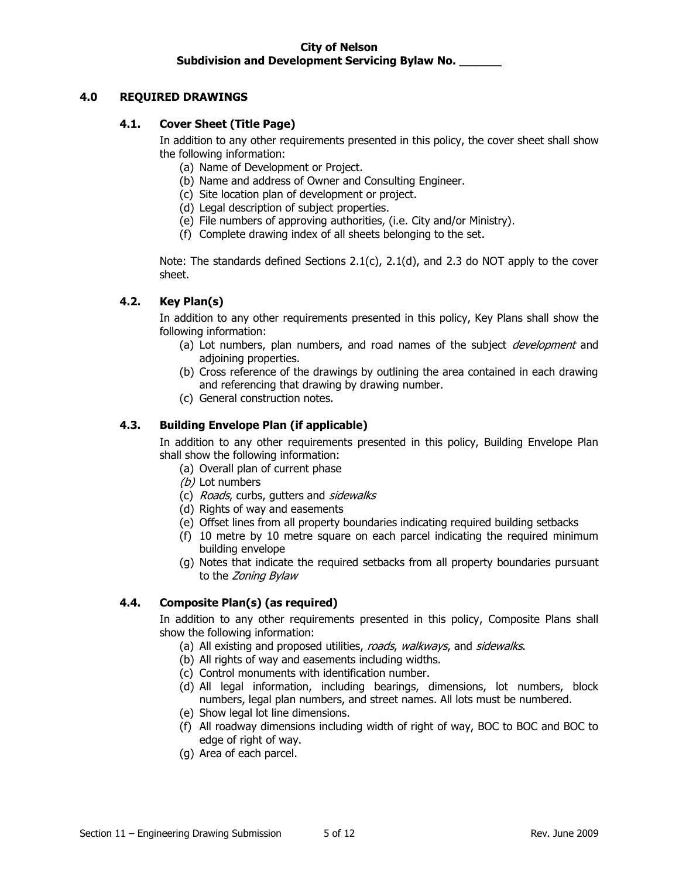## 4.0 REQUIRED DRAWINGS

### 4.1. Cover Sheet (Title Page)

In addition to any other requirements presented in this policy, the cover sheet shall show the following information:

(a) Name of Development or Project.
(b) Name and address of Owner and Consulting Engineer.
(c) Site location plan of development or project.
(d) Legal description of subject properties.
(e) File numbers of approving authorities, (i.e. City and/or Ministry).
(f) Complete drawing index of all sheets belonging to the set.

Note: The standards defined Sections 2.1(c), 2.1(d), and 2.3 do NOT apply to the cover sheet.

### 4.2. Key Plan(s)

In addition to any other requirements presented in this policy, Key Plans shall show the following information:

(a) Lot numbers, plan numbers, and road names of the subject *development* and adjoining properties.
(b) Cross reference of the drawings by outlining the area contained in each drawing and referencing that drawing by drawing number.
(c) General construction notes.

### 4.3. Building Envelope Plan (if applicable)

In addition to any other requirements presented in this policy, Building Envelope Plan shall show the following information:

(a) Overall plan of current phase
*(b)* Lot numbers
(c) *Roads*, curbs, gutters and *sidewalks*
(d) Rights of way and easements
(e) Offset lines from all property boundaries indicating required building setbacks
(f) 10 metre by 10 metre square on each parcel indicating the required minimum building envelope
(g) Notes that indicate the required setbacks from all property boundaries pursuant to the *Zoning Bylaw*

### 4.4. Composite Plan(s) (as required)

In addition to any other requirements presented in this policy, Composite Plans shall show the following information:

(a) All existing and proposed utilities, *roads*, *walkways*, and *sidewalks*.
(b) All rights of way and easements including widths.
(c) Control monuments with identification number.
(d) All legal information, including bearings, dimensions, lot numbers, block numbers, legal plan numbers, and street names. All lots must be numbered.
(e) Show legal lot line dimensions.
(f) All roadway dimensions including width of right of way, BOC to BOC and BOC to edge of right of way.
(g) Area of each parcel.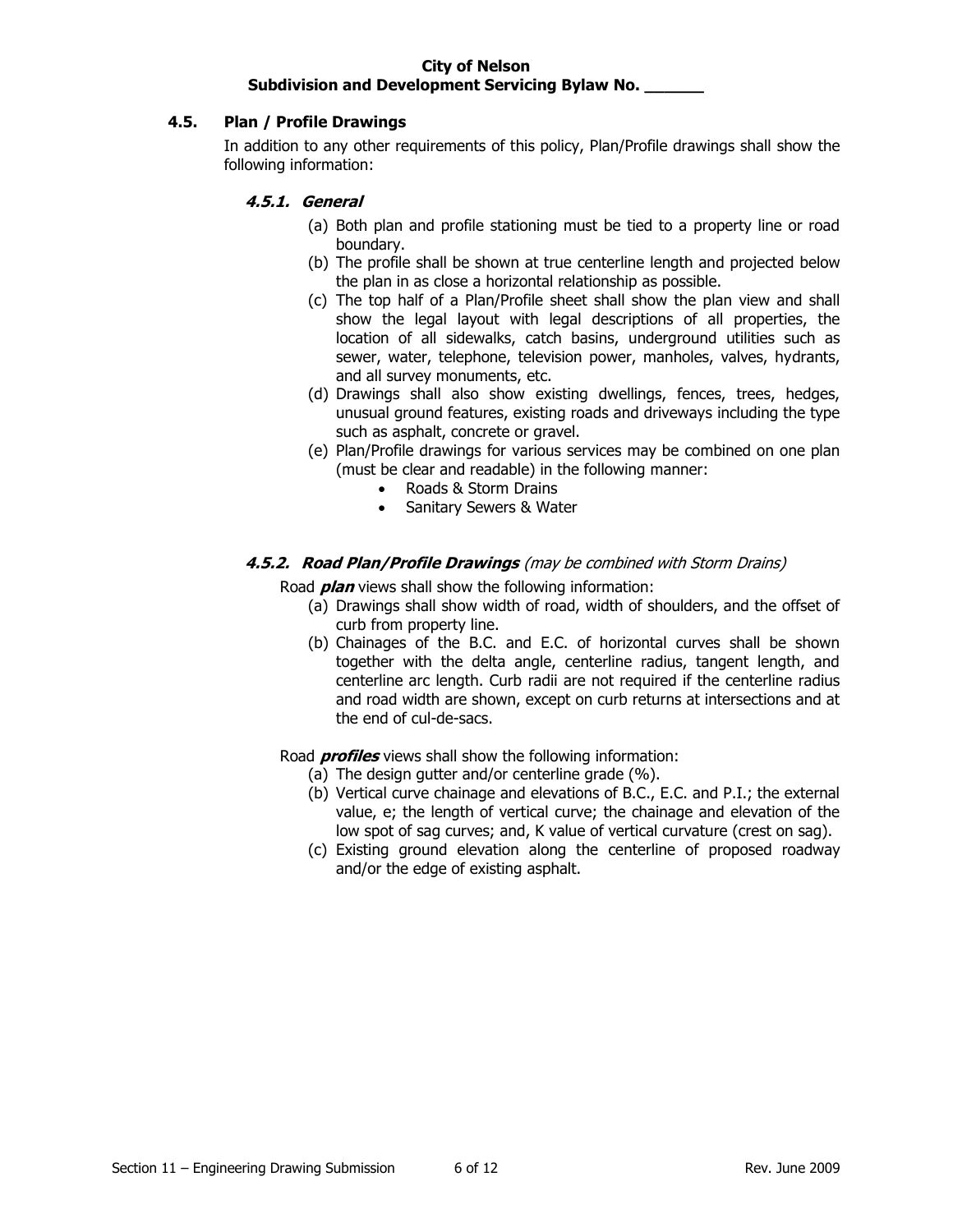## 4.5. Plan / Profile Drawings

In addition to any other requirements of this policy, Plan/Profile drawings shall show the following information:

### *4.5.1. General*

(a) Both plan and profile stationing must be tied to a property line or road boundary.

(b) The profile shall be shown at true centerline length and projected below the plan in as close a horizontal relationship as possible.

(c) The top half of a Plan/Profile sheet shall show the plan view and shall show the legal layout with legal descriptions of all properties, the location of all sidewalks, catch basins, underground utilities such as sewer, water, telephone, television power, manholes, valves, hydrants, and all survey monuments, etc.

(d) Drawings shall also show existing dwellings, fences, trees, hedges, unusual ground features, existing roads and driveways including the type such as asphalt, concrete or gravel.

(e) Plan/Profile drawings for various services may be combined on one plan (must be clear and readable) in the following manner:

- Roads & Storm Drains
- Sanitary Sewers & Water

### *4.5.2. Road Plan/Profile Drawings* *(may be combined with Storm Drains)*

Road ***plan*** views shall show the following information:

(a) Drawings shall show width of road, width of shoulders, and the offset of curb from property line.

(b) Chainages of the B.C. and E.C. of horizontal curves shall be shown together with the delta angle, centerline radius, tangent length, and centerline arc length. Curb radii are not required if the centerline radius and road width are shown, except on curb returns at intersections and at the end of cul-de-sacs.

Road ***profiles*** views shall show the following information:

(a) The design gutter and/or centerline grade (%).

(b) Vertical curve chainage and elevations of B.C., E.C. and P.I.; the external value, e; the length of vertical curve; the chainage and elevation of the low spot of sag curves; and, K value of vertical curvature (crest on sag).

(c) Existing ground elevation along the centerline of proposed roadway and/or the edge of existing asphalt.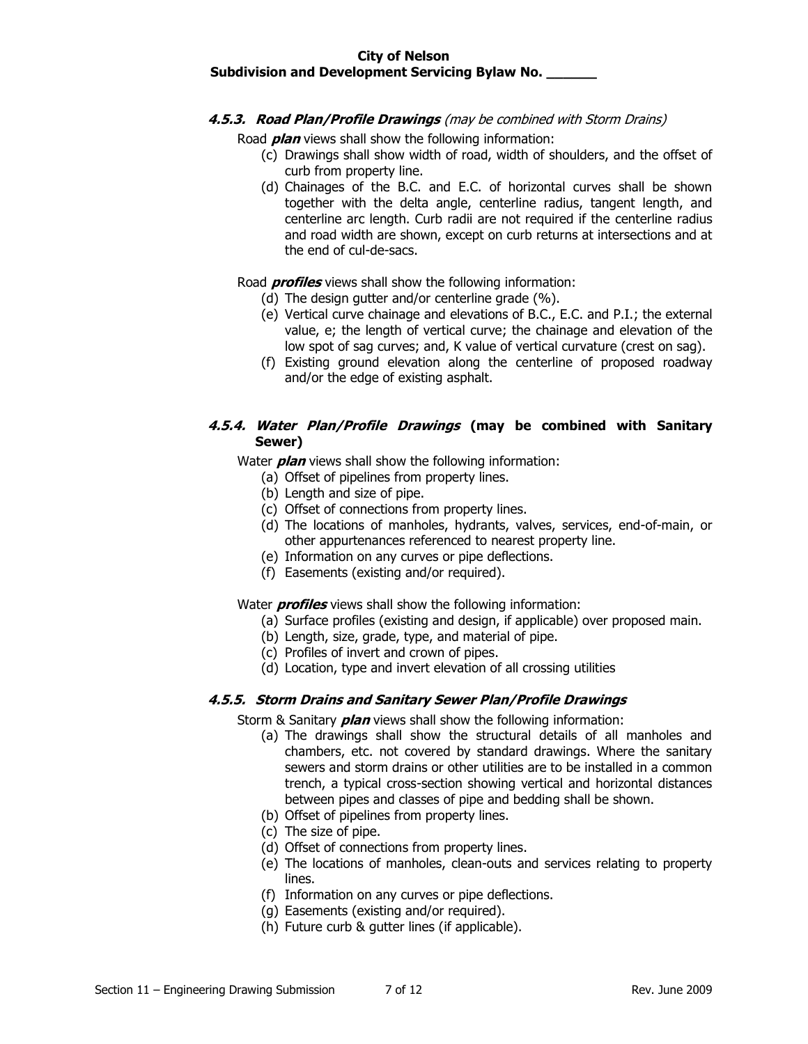#### *4.5.3. Road Plan/Profile Drawings (may be combined with Storm Drains)*

Road ***plan*** views shall show the following information:

(c) Drawings shall show width of road, width of shoulders, and the offset of curb from property line.

(d) Chainages of the B.C. and E.C. of horizontal curves shall be shown together with the delta angle, centerline radius, tangent length, and centerline arc length. Curb radii are not required if the centerline radius and road width are shown, except on curb returns at intersections and at the end of cul-de-sacs.

Road ***profiles*** views shall show the following information:

(d) The design gutter and/or centerline grade (%).

(e) Vertical curve chainage and elevations of B.C., E.C. and P.I.; the external value, e; the length of vertical curve; the chainage and elevation of the low spot of sag curves; and, K value of vertical curvature (crest on sag).

(f) Existing ground elevation along the centerline of proposed roadway and/or the edge of existing asphalt.

#### *4.5.4. Water Plan/Profile Drawings* **(may be combined with Sanitary Sewer)**

Water ***plan*** views shall show the following information:

(a) Offset of pipelines from property lines.

(b) Length and size of pipe.

(c) Offset of connections from property lines.

(d) The locations of manholes, hydrants, valves, services, end-of-main, or other appurtenances referenced to nearest property line.

(e) Information on any curves or pipe deflections.

(f) Easements (existing and/or required).

Water ***profiles*** views shall show the following information:

(a) Surface profiles (existing and design, if applicable) over proposed main.

(b) Length, size, grade, type, and material of pipe.

(c) Profiles of invert and crown of pipes.

(d) Location, type and invert elevation of all crossing utilities

#### *4.5.5. Storm Drains and Sanitary Sewer Plan/Profile Drawings*

Storm & Sanitary ***plan*** views shall show the following information:

(a) The drawings shall show the structural details of all manholes and chambers, etc. not covered by standard drawings. Where the sanitary sewers and storm drains or other utilities are to be installed in a common trench, a typical cross-section showing vertical and horizontal distances between pipes and classes of pipe and bedding shall be shown.

(b) Offset of pipelines from property lines.

(c) The size of pipe.

(d) Offset of connections from property lines.

(e) The locations of manholes, clean-outs and services relating to property lines.

(f) Information on any curves or pipe deflections.

(g) Easements (existing and/or required).

(h) Future curb & gutter lines (if applicable).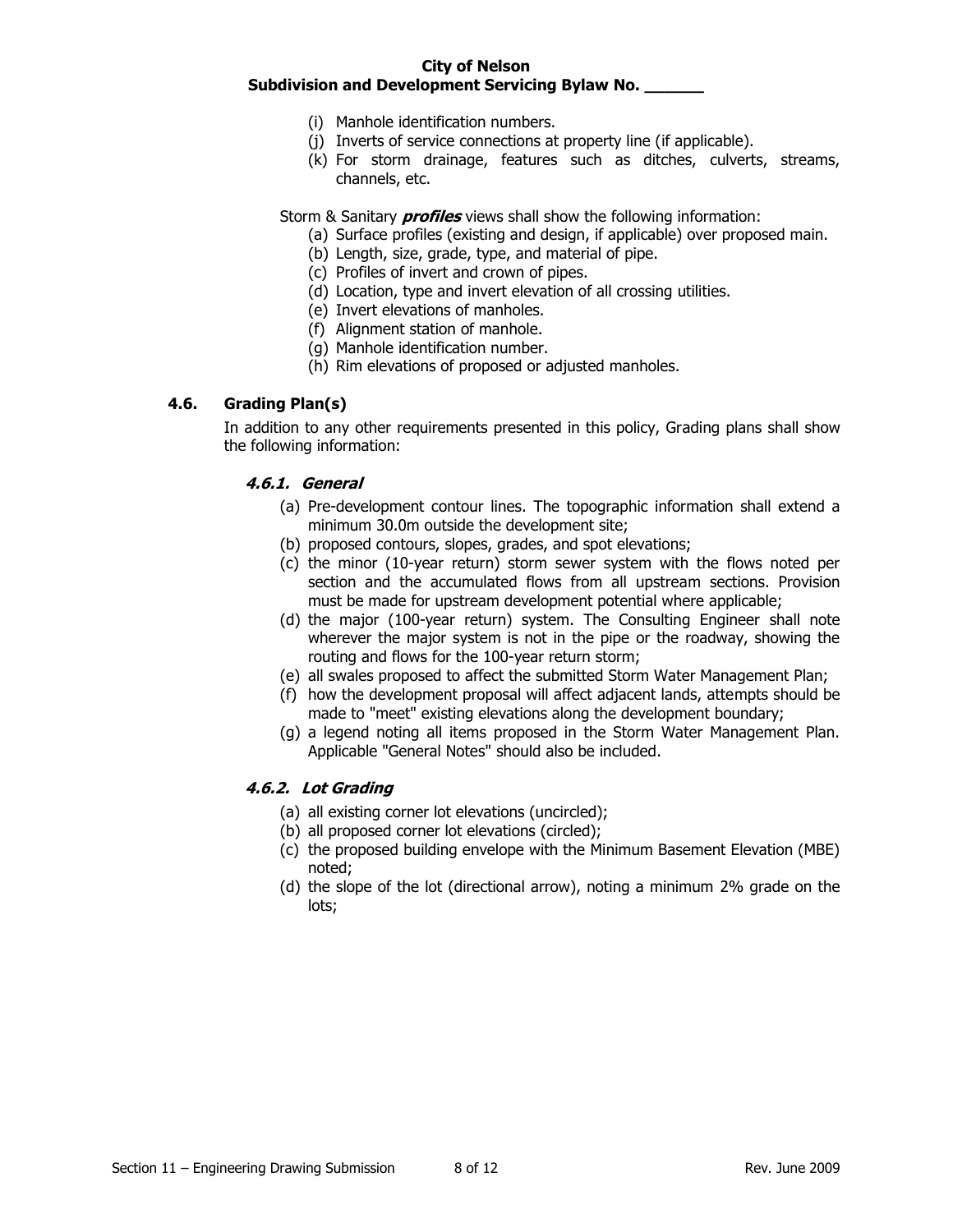(i) Manhole identification numbers.
(j) Inverts of service connections at property line (if applicable).
(k) For storm drainage, features such as ditches, culverts, streams, channels, etc.

Storm & Sanitary ***profiles*** views shall show the following information:

(a) Surface profiles (existing and design, if applicable) over proposed main.
(b) Length, size, grade, type, and material of pipe.
(c) Profiles of invert and crown of pipes.
(d) Location, type and invert elevation of all crossing utilities.
(e) Invert elevations of manholes.
(f) Alignment station of manhole.
(g) Manhole identification number.
(h) Rim elevations of proposed or adjusted manholes.

## 4.6. Grading Plan(s)

In addition to any other requirements presented in this policy, Grading plans shall show the following information:

### *4.6.1. General*

(a) Pre-development contour lines. The topographic information shall extend a minimum 30.0m outside the development site;
(b) proposed contours, slopes, grades, and spot elevations;
(c) the minor (10-year return) storm sewer system with the flows noted per section and the accumulated flows from all upstream sections. Provision must be made for upstream development potential where applicable;
(d) the major (100-year return) system. The Consulting Engineer shall note wherever the major system is not in the pipe or the roadway, showing the routing and flows for the 100-year return storm;
(e) all swales proposed to affect the submitted Storm Water Management Plan;
(f) how the development proposal will affect adjacent lands, attempts should be made to "meet" existing elevations along the development boundary;
(g) a legend noting all items proposed in the Storm Water Management Plan. Applicable "General Notes" should also be included.

### *4.6.2. Lot Grading*

(a) all existing corner lot elevations (uncircled);
(b) all proposed corner lot elevations (circled);
(c) the proposed building envelope with the Minimum Basement Elevation (MBE) noted;
(d) the slope of the lot (directional arrow), noting a minimum 2% grade on the lots;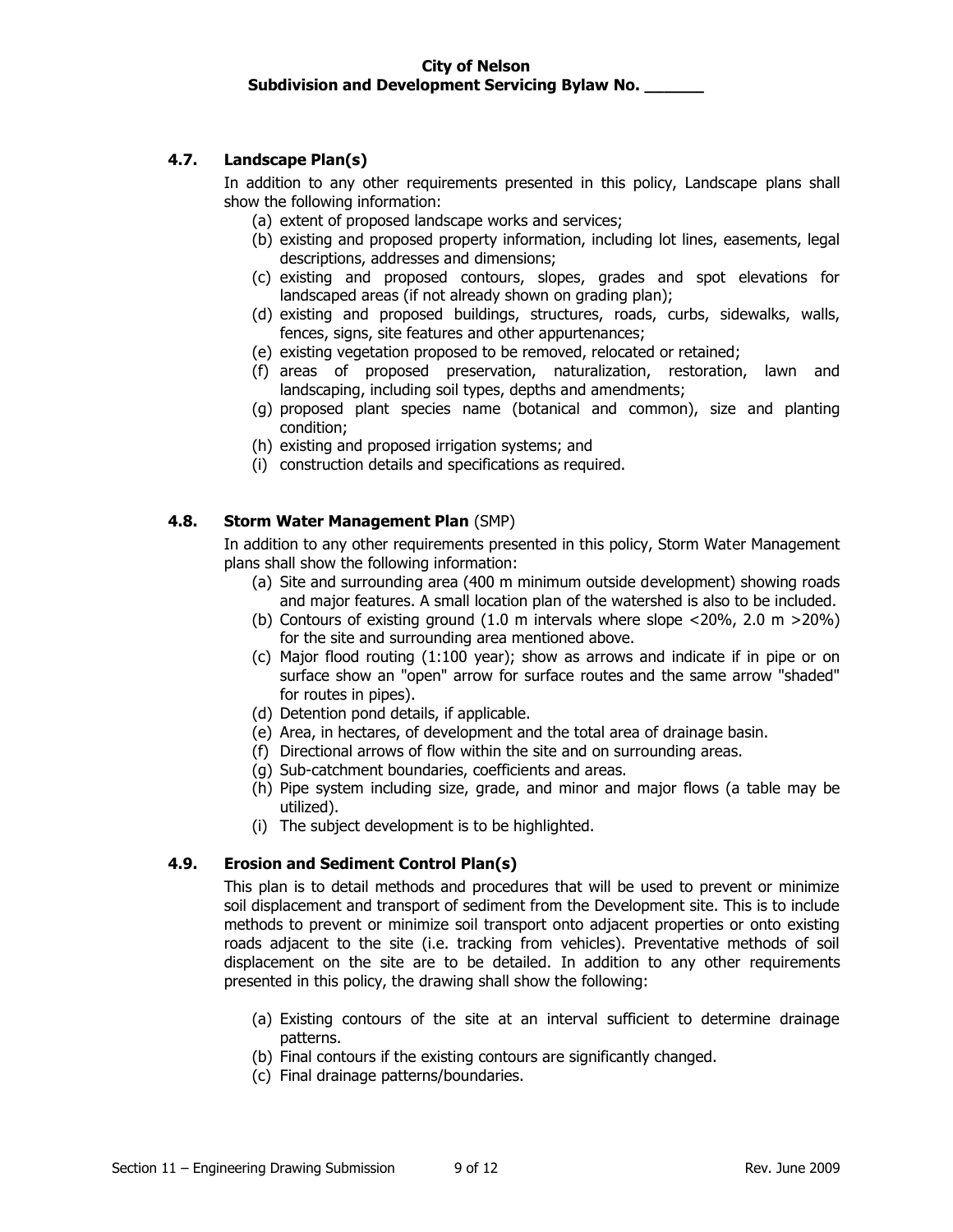## 4.7. Landscape Plan(s)

In addition to any other requirements presented in this policy, Landscape plans shall show the following information:

(a) extent of proposed landscape works and services;
(b) existing and proposed property information, including lot lines, easements, legal descriptions, addresses and dimensions;
(c) existing and proposed contours, slopes, grades and spot elevations for landscaped areas (if not already shown on grading plan);
(d) existing and proposed buildings, structures, roads, curbs, sidewalks, walls, fences, signs, site features and other appurtenances;
(e) existing vegetation proposed to be removed, relocated or retained;
(f) areas of proposed preservation, naturalization, restoration, lawn and landscaping, including soil types, depths and amendments;
(g) proposed plant species name (botanical and common), size and planting condition;
(h) existing and proposed irrigation systems; and
(i) construction details and specifications as required.

## 4.8. Storm Water Management Plan (SMP)

In addition to any other requirements presented in this policy, Storm Water Management plans shall show the following information:

(a) Site and surrounding area (400 m minimum outside development) showing roads and major features. A small location plan of the watershed is also to be included.
(b) Contours of existing ground (1.0 m intervals where slope <20%, 2.0 m >20%) for the site and surrounding area mentioned above.
(c) Major flood routing (1:100 year); show as arrows and indicate if in pipe or on surface show an "open" arrow for surface routes and the same arrow "shaded" for routes in pipes).
(d) Detention pond details, if applicable.
(e) Area, in hectares, of development and the total area of drainage basin.
(f) Directional arrows of flow within the site and on surrounding areas.
(g) Sub-catchment boundaries, coefficients and areas.
(h) Pipe system including size, grade, and minor and major flows (a table may be utilized).
(i) The subject development is to be highlighted.

## 4.9. Erosion and Sediment Control Plan(s)

This plan is to detail methods and procedures that will be used to prevent or minimize soil displacement and transport of sediment from the Development site. This is to include methods to prevent or minimize soil transport onto adjacent properties or onto existing roads adjacent to the site (i.e. tracking from vehicles). Preventative methods of soil displacement on the site are to be detailed. In addition to any other requirements presented in this policy, the drawing shall show the following:

(a) Existing contours of the site at an interval sufficient to determine drainage patterns.
(b) Final contours if the existing contours are significantly changed.
(c) Final drainage patterns/boundaries.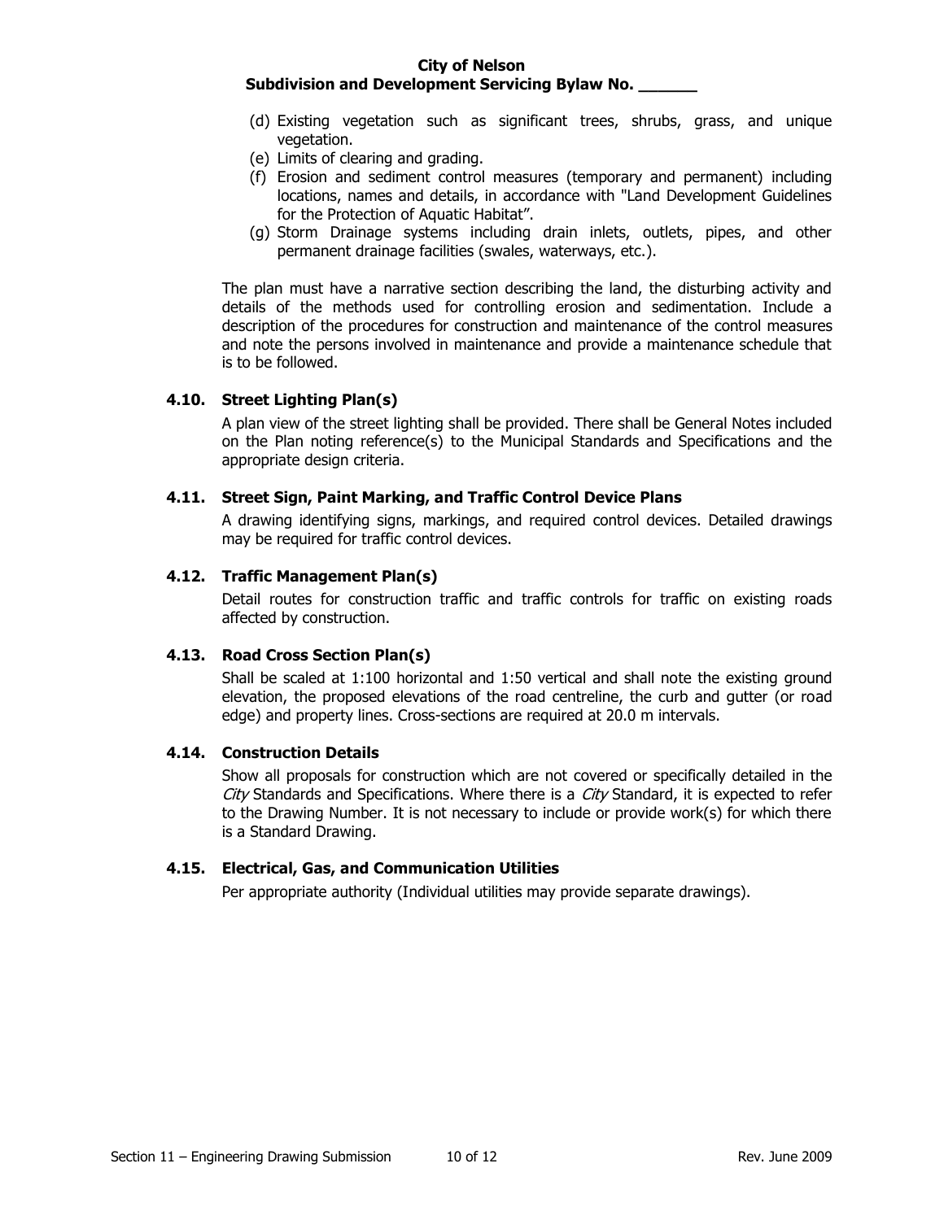(d) Existing vegetation such as significant trees, shrubs, grass, and unique vegetation.
(e) Limits of clearing and grading.
(f) Erosion and sediment control measures (temporary and permanent) including locations, names and details, in accordance with "Land Development Guidelines for the Protection of Aquatic Habitat".
(g) Storm Drainage systems including drain inlets, outlets, pipes, and other permanent drainage facilities (swales, waterways, etc.).

The plan must have a narrative section describing the land, the disturbing activity and details of the methods used for controlling erosion and sedimentation. Include a description of the procedures for construction and maintenance of the control measures and note the persons involved in maintenance and provide a maintenance schedule that is to be followed.

### 4.10. Street Lighting Plan(s)

A plan view of the street lighting shall be provided. There shall be General Notes included on the Plan noting reference(s) to the Municipal Standards and Specifications and the appropriate design criteria.

### 4.11. Street Sign, Paint Marking, and Traffic Control Device Plans

A drawing identifying signs, markings, and required control devices. Detailed drawings may be required for traffic control devices.

### 4.12. Traffic Management Plan(s)

Detail routes for construction traffic and traffic controls for traffic on existing roads affected by construction.

### 4.13. Road Cross Section Plan(s)

Shall be scaled at 1:100 horizontal and 1:50 vertical and shall note the existing ground elevation, the proposed elevations of the road centreline, the curb and gutter (or road edge) and property lines. Cross-sections are required at 20.0 m intervals.

### 4.14. Construction Details

Show all proposals for construction which are not covered or specifically detailed in the *City* Standards and Specifications. Where there is a *City* Standard, it is expected to refer to the Drawing Number. It is not necessary to include or provide work(s) for which there is a Standard Drawing.

### 4.15. Electrical, Gas, and Communication Utilities

Per appropriate authority (Individual utilities may provide separate drawings).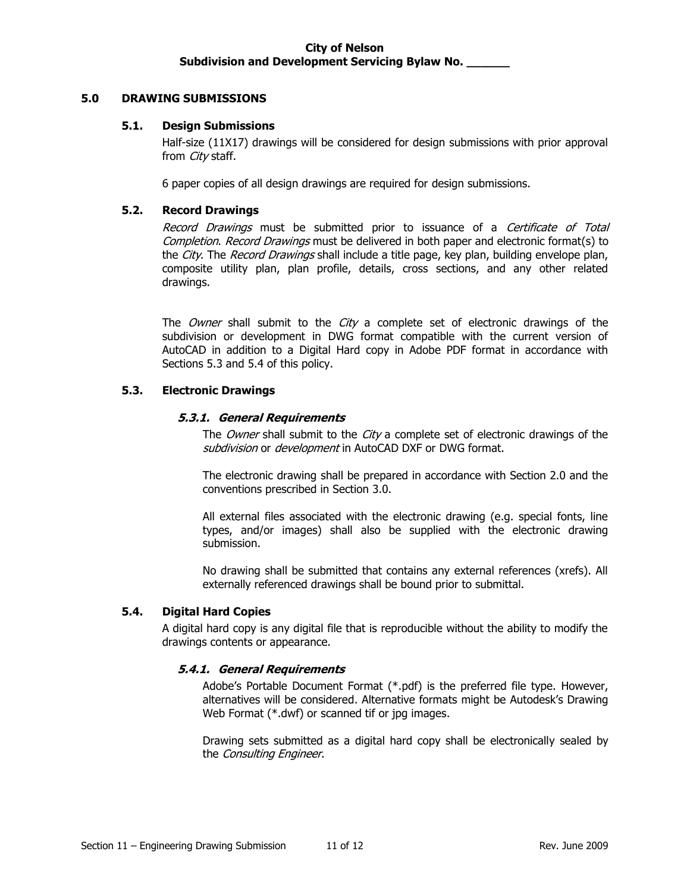## 5.0 DRAWING SUBMISSIONS

### 5.1. Design Submissions

Half-size (11X17) drawings will be considered for design submissions with prior approval from *City* staff.

6 paper copies of all design drawings are required for design submissions.

### 5.2. Record Drawings

*Record Drawings* must be submitted prior to issuance of a *Certificate of Total Completion*. *Record Drawings* must be delivered in both paper and electronic format(s) to the *City*. The *Record Drawings* shall include a title page, key plan, building envelope plan, composite utility plan, plan profile, details, cross sections, and any other related drawings.

The *Owner* shall submit to the *City* a complete set of electronic drawings of the subdivision or development in DWG format compatible with the current version of AutoCAD in addition to a Digital Hard copy in Adobe PDF format in accordance with Sections 5.3 and 5.4 of this policy.

### 5.3. Electronic Drawings

#### *5.3.1. General Requirements*

The *Owner* shall submit to the *City* a complete set of electronic drawings of the *subdivision* or *development* in AutoCAD DXF or DWG format.

The electronic drawing shall be prepared in accordance with Section 2.0 and the conventions prescribed in Section 3.0.

All external files associated with the electronic drawing (e.g. special fonts, line types, and/or images) shall also be supplied with the electronic drawing submission.

No drawing shall be submitted that contains any external references (xrefs). All externally referenced drawings shall be bound prior to submittal.

### 5.4. Digital Hard Copies

A digital hard copy is any digital file that is reproducible without the ability to modify the drawings contents or appearance.

#### *5.4.1. General Requirements*

Adobe's Portable Document Format (*.pdf) is the preferred file type. However, alternatives will be considered. Alternative formats might be Autodesk's Drawing Web Format (*.dwf) or scanned tif or jpg images.

Drawing sets submitted as a digital hard copy shall be electronically sealed by the *Consulting Engineer*.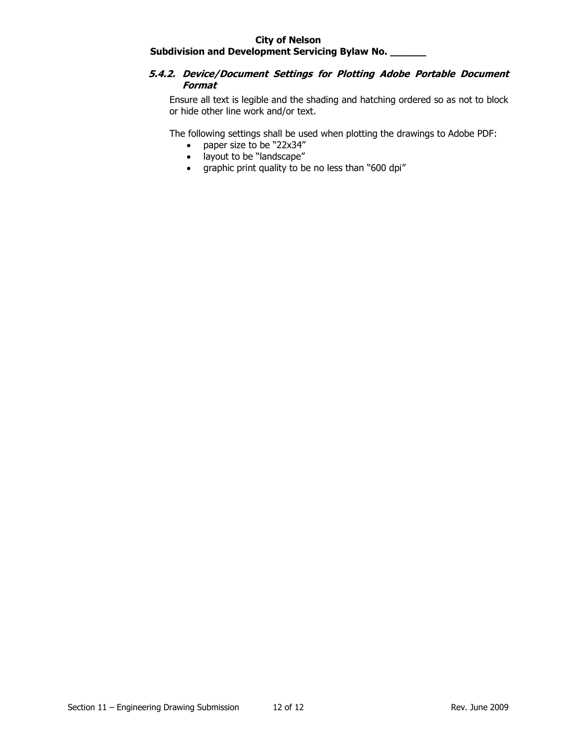#### *5.4.2. Device/Document Settings for Plotting Adobe Portable Document Format*

Ensure all text is legible and the shading and hatching ordered so as not to block or hide other line work and/or text.

The following settings shall be used when plotting the drawings to Adobe PDF:

- paper size to be "22x34"
- layout to be "landscape"
- graphic print quality to be no less than "600 dpi"